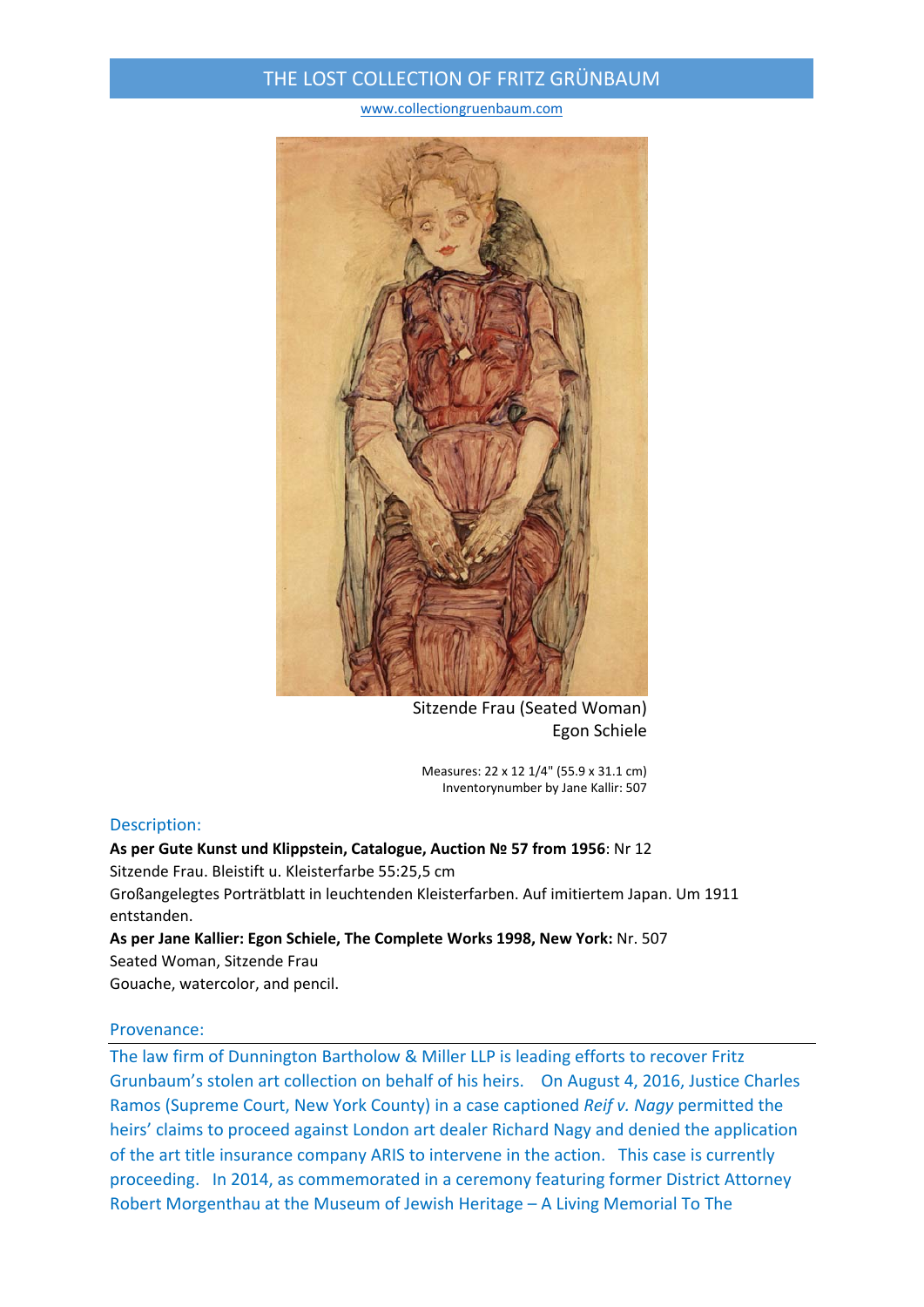# THE LOST COLLECTION OF FRITZ GRÜNBAUM

www.collectiongruenbaum.com

Sitzende Frau (Seated Woman)
Egon Schiele

Measures: 22 x 12 1/4" (55.9 x 31.1 cm)
Inventorynumber by Jane Kallir: 507

## Description:

**As per Gute Kunst und Klippstein, Catalogue, Auction № 57 from 1956**: Nr 12
Sitzende Frau. Bleistift u. Kleisterfarbe 55:25,5 cm
Großangelegtes Porträtblatt in leuchtenden Kleisterfarben. Auf imitiertem Japan. Um 1911 entstanden.
**As per Jane Kallier: Egon Schiele, The Complete Works 1998, New York:** Nr. 507
Seated Woman, Sitzende Frau
Gouache, watercolor, and pencil.

## Provenance:

The law firm of Dunnington Bartholow & Miller LLP is leading efforts to recover Fritz Grunbaum's stolen art collection on behalf of his heirs. On August 4, 2016, Justice Charles Ramos (Supreme Court, New York County) in a case captioned *Reif v. Nagy* permitted the heirs' claims to proceed against London art dealer Richard Nagy and denied the application of the art title insurance company ARIS to intervene in the action. This case is currently proceeding. In 2014, as commemorated in a ceremony featuring former District Attorney Robert Morgenthau at the Museum of Jewish Heritage – A Living Memorial To The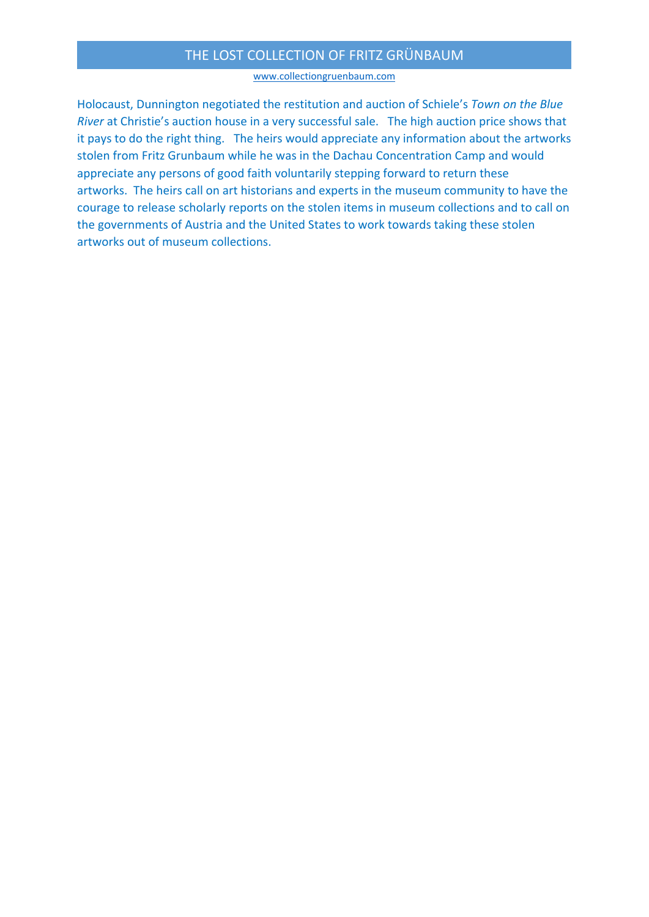Holocaust, Dunnington negotiated the restitution and auction of Schiele's *Town on the Blue River* at Christie's auction house in a very successful sale. The high auction price shows that it pays to do the right thing. The heirs would appreciate any information about the artworks stolen from Fritz Grunbaum while he was in the Dachau Concentration Camp and would appreciate any persons of good faith voluntarily stepping forward to return these artworks. The heirs call on art historians and experts in the museum community to have the courage to release scholarly reports on the stolen items in museum collections and to call on the governments of Austria and the United States to work towards taking these stolen artworks out of museum collections.